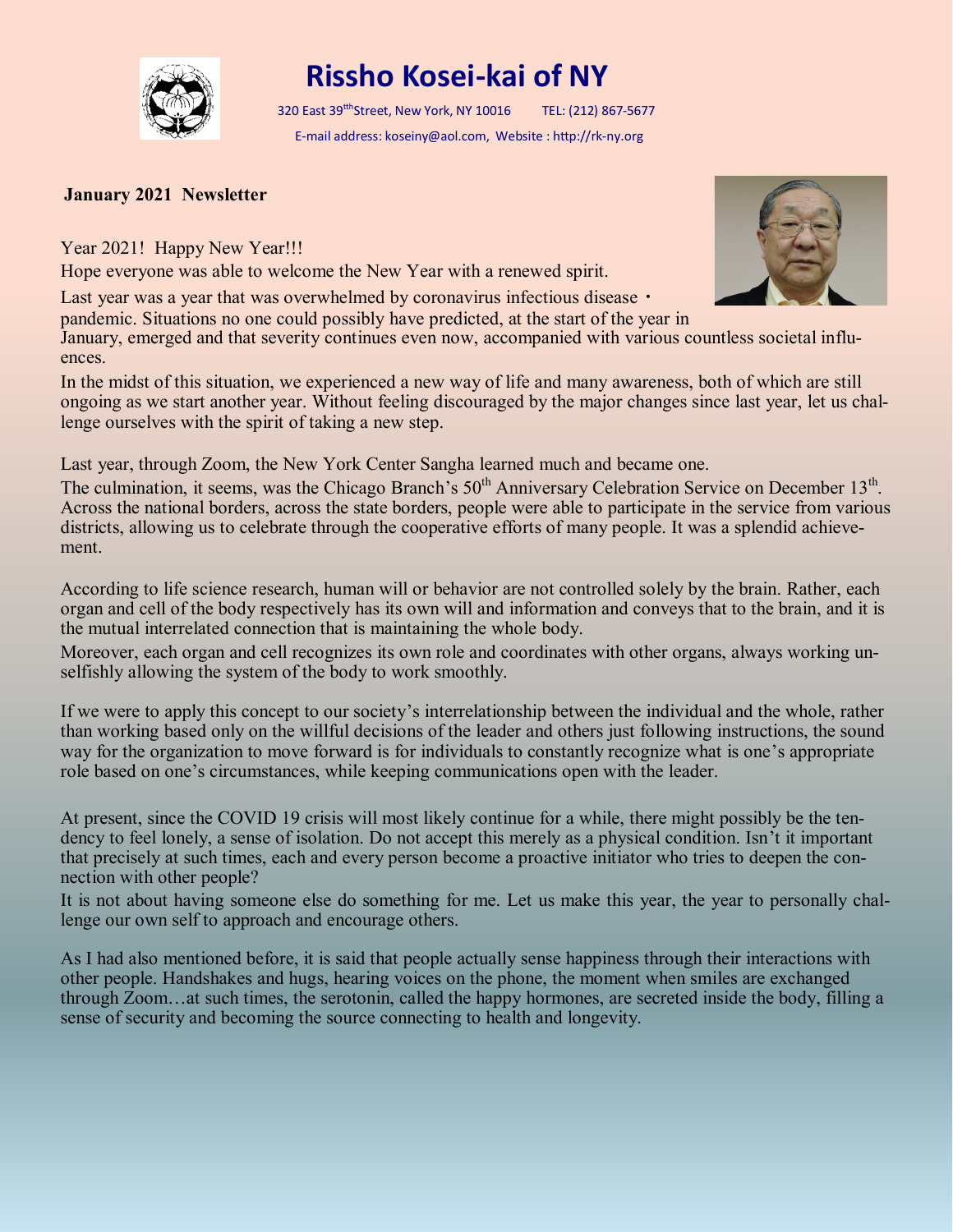# Rissho Kosei-kai of NY

320 East 39th Street, New York, NY 10016    TEL: (212) 867-5677

E-mail address: koseiny@aol.com, Website : http://rk-ny.org

**January 2021 Newsletter**

Year 2021! Happy New Year!!!

Hope everyone was able to welcome the New Year with a renewed spirit.

Last year was a year that was overwhelmed by coronavirus infectious disease・pandemic. Situations no one could possibly have predicted, at the start of the year in January, emerged and that severity continues even now, accompanied with various countless societal influences.

In the midst of this situation, we experienced a new way of life and many awareness, both of which are still ongoing as we start another year. Without feeling discouraged by the major changes since last year, let us challenge ourselves with the spirit of taking a new step.

Last year, through Zoom, the New York Center Sangha learned much and became one.

The culmination, it seems, was the Chicago Branch's 50th Anniversary Celebration Service on December 13th. Across the national borders, across the state borders, people were able to participate in the service from various districts, allowing us to celebrate through the cooperative efforts of many people. It was a splendid achievement.

According to life science research, human will or behavior are not controlled solely by the brain. Rather, each organ and cell of the body respectively has its own will and information and conveys that to the brain, and it is the mutual interrelated connection that is maintaining the whole body.

Moreover, each organ and cell recognizes its own role and coordinates with other organs, always working unselfishly allowing the system of the body to work smoothly.

If we were to apply this concept to our society's interrelationship between the individual and the whole, rather than working based only on the willful decisions of the leader and others just following instructions, the sound way for the organization to move forward is for individuals to constantly recognize what is one's appropriate role based on one's circumstances, while keeping communications open with the leader.

At present, since the COVID 19 crisis will most likely continue for a while, there might possibly be the tendency to feel lonely, a sense of isolation. Do not accept this merely as a physical condition. Isn't it important that precisely at such times, each and every person become a proactive initiator who tries to deepen the connection with other people?

It is not about having someone else do something for me. Let us make this year, the year to personally challenge our own self to approach and encourage others.

As I had also mentioned before, it is said that people actually sense happiness through their interactions with other people. Handshakes and hugs, hearing voices on the phone, the moment when smiles are exchanged through Zoom…at such times, the serotonin, called the happy hormones, are secreted inside the body, filling a sense of security and becoming the source connecting to health and longevity.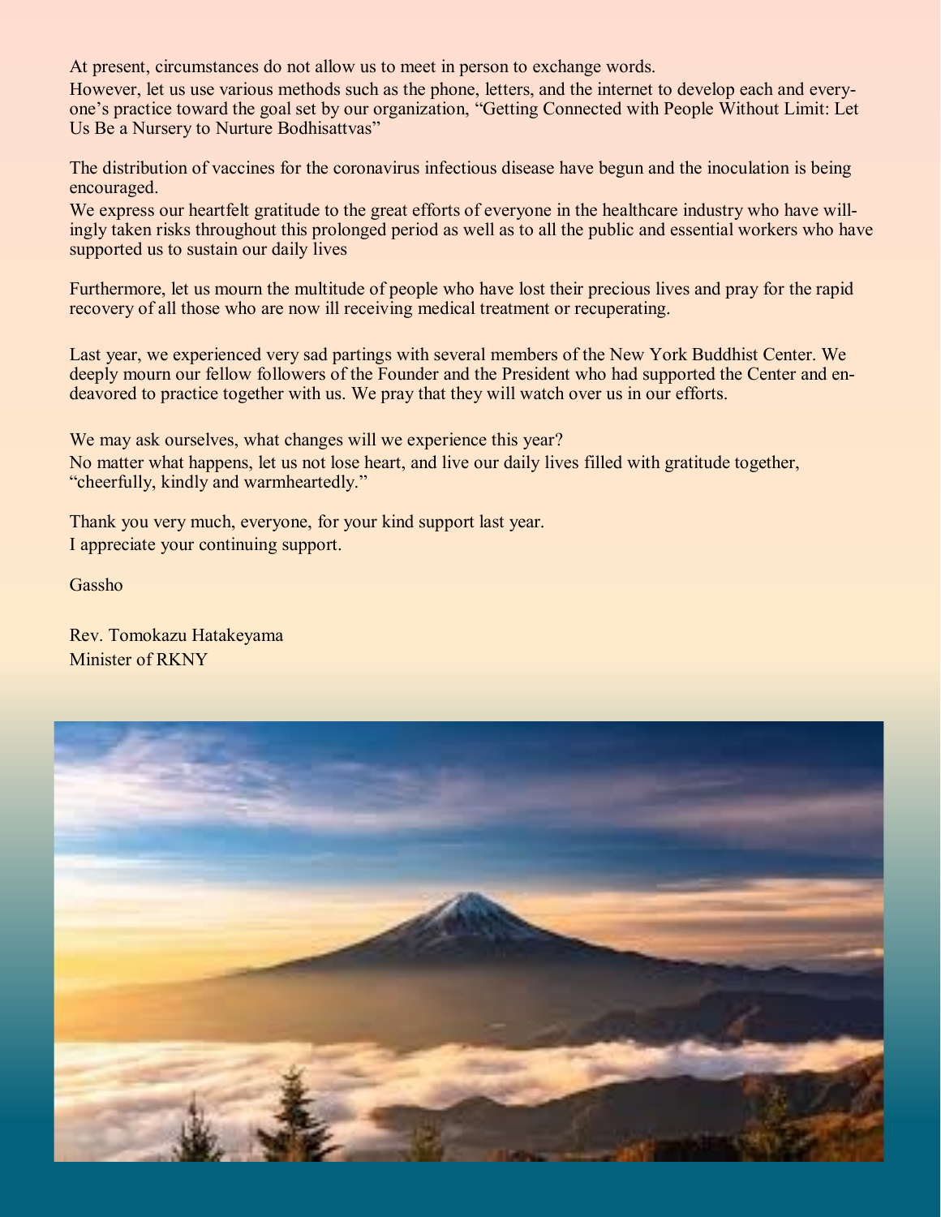At present, circumstances do not allow us to meet in person to exchange words.
However, let us use various methods such as the phone, letters, and the internet to develop each and everyone's practice toward the goal set by our organization, "Getting Connected with People Without Limit: Let Us Be a Nursery to Nurture Bodhisattvas"

The distribution of vaccines for the coronavirus infectious disease have begun and the inoculation is being encouraged.
We express our heartfelt gratitude to the great efforts of everyone in the healthcare industry who have willingly taken risks throughout this prolonged period as well as to all the public and essential workers who have supported us to sustain our daily lives

Furthermore, let us mourn the multitude of people who have lost their precious lives and pray for the rapid recovery of all those who are now ill receiving medical treatment or recuperating.

Last year, we experienced very sad partings with several members of the New York Buddhist Center. We deeply mourn our fellow followers of the Founder and the President who had supported the Center and endeavored to practice together with us. We pray that they will watch over us in our efforts.

We may ask ourselves, what changes will we experience this year?
No matter what happens, let us not lose heart, and live our daily lives filled with gratitude together, "cheerfully, kindly and warmheartedly."

Thank you very much, everyone, for your kind support last year.
I appreciate your continuing support.

Gassho

Rev. Tomokazu Hatakeyama
Minister of RKNY